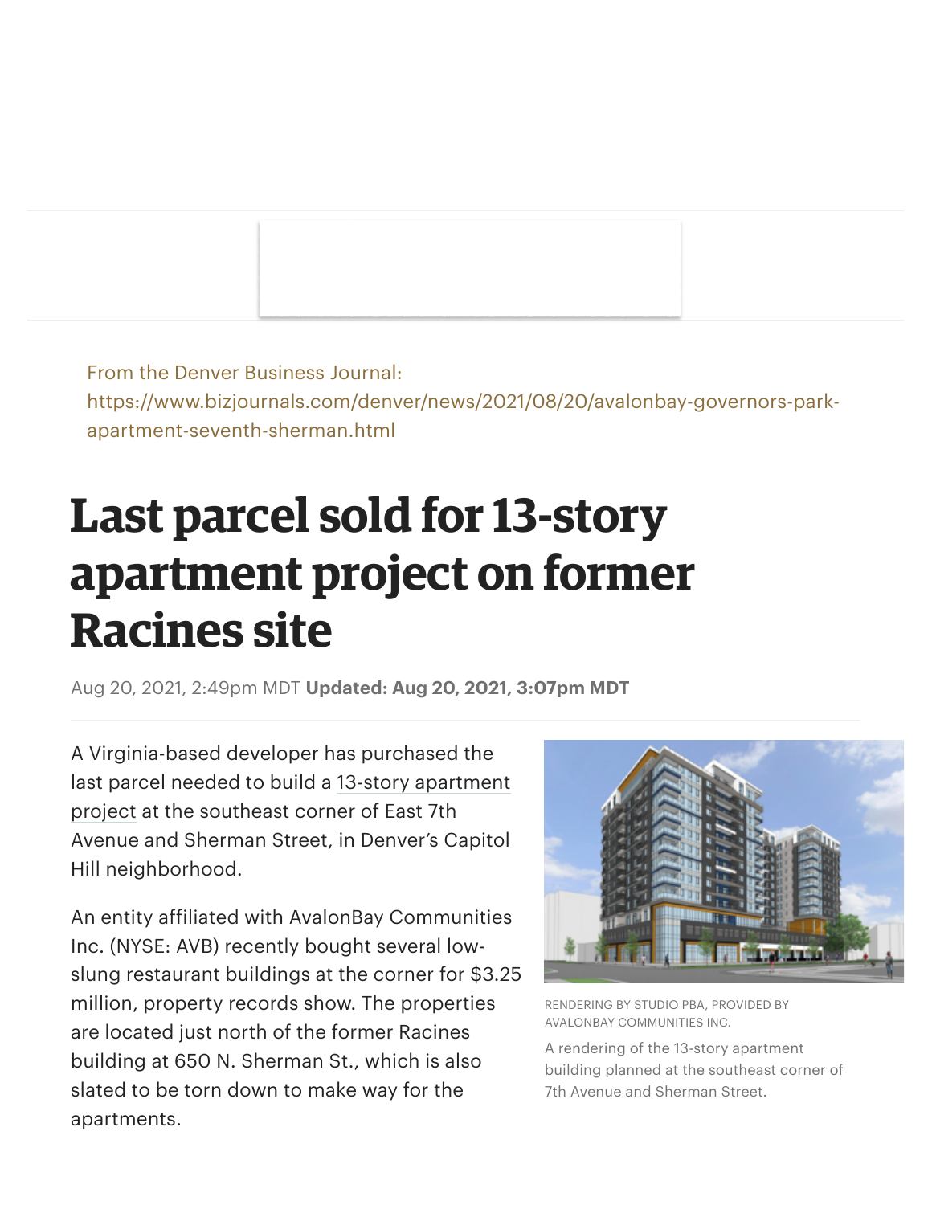From the Denver Business Journal:
https://www.bizjournals.com/denver/news/2021/08/20/avalonbay-governors-park-apartment-seventh-sherman.html

# Last parcel sold for 13-story apartment project on former Racines site

Aug 20, 2021, 2:49pm MDT **Updated: Aug 20, 2021, 3:07pm MDT**

A Virginia-based developer has purchased the last parcel needed to build a 13-story apartment project at the southeast corner of East 7th Avenue and Sherman Street, in Denver's Capitol Hill neighborhood.

RENDERING BY STUDIO PBA, PROVIDED BY AVALONBAY COMMUNITIES INC.

A rendering of the 13-story apartment building planned at the southeast corner of 7th Avenue and Sherman Street.

An entity affiliated with AvalonBay Communities Inc. (NYSE: AVB) recently bought several low-slung restaurant buildings at the corner for $3.25 million, property records show. The properties are located just north of the former Racines building at 650 N. Sherman St., which is also slated to be torn down to make way for the apartments.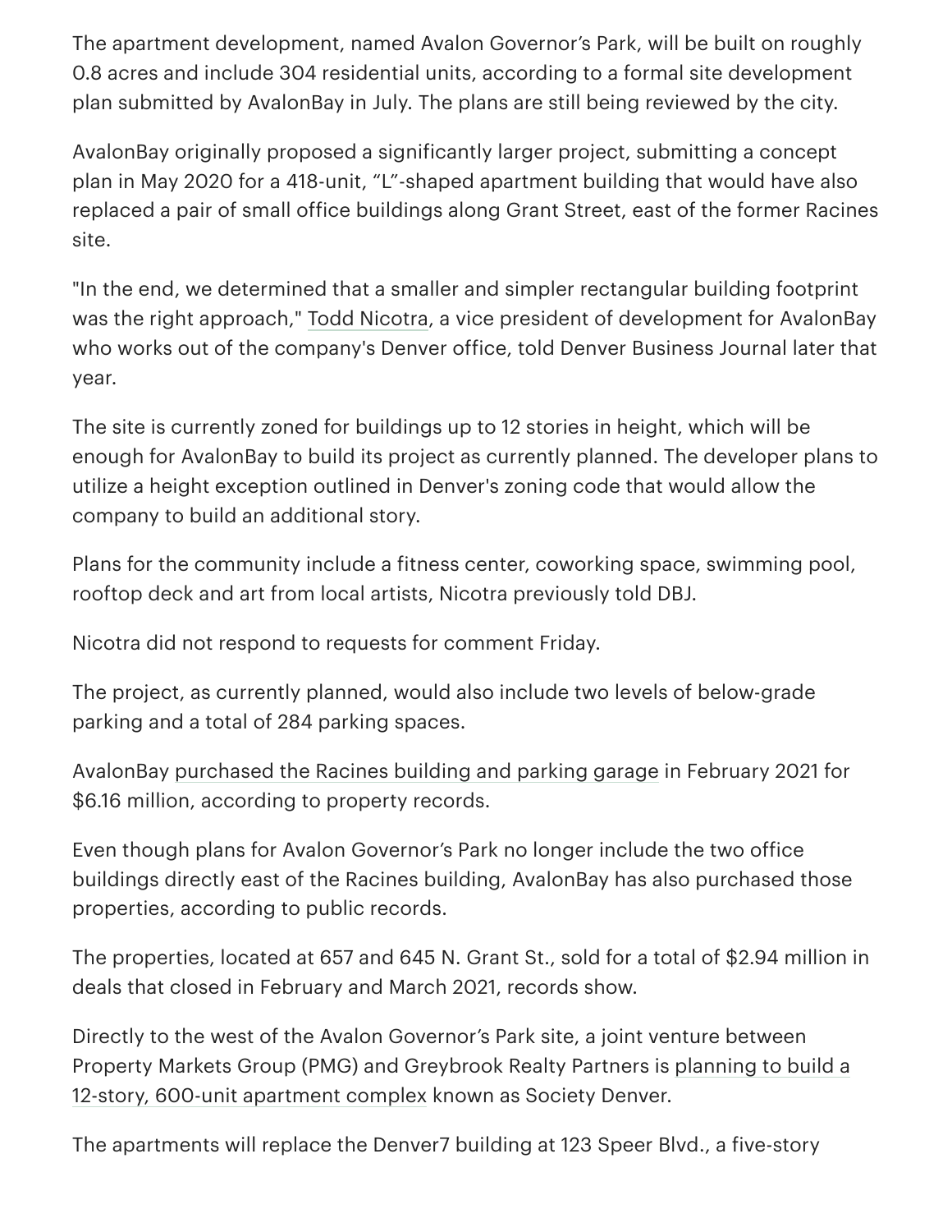The apartment development, named Avalon Governor's Park, will be built on roughly 0.8 acres and include 304 residential units, according to a formal site development plan submitted by AvalonBay in July. The plans are still being reviewed by the city.

AvalonBay originally proposed a significantly larger project, submitting a concept plan in May 2020 for a 418-unit, "L"-shaped apartment building that would have also replaced a pair of small office buildings along Grant Street, east of the former Racines site.

"In the end, we determined that a smaller and simpler rectangular building footprint was the right approach," Todd Nicotra, a vice president of development for AvalonBay who works out of the company's Denver office, told Denver Business Journal later that year.

The site is currently zoned for buildings up to 12 stories in height, which will be enough for AvalonBay to build its project as currently planned. The developer plans to utilize a height exception outlined in Denver's zoning code that would allow the company to build an additional story.

Plans for the community include a fitness center, coworking space, swimming pool, rooftop deck and art from local artists, Nicotra previously told DBJ.

Nicotra did not respond to requests for comment Friday.

The project, as currently planned, would also include two levels of below-grade parking and a total of 284 parking spaces.

AvalonBay purchased the Racines building and parking garage in February 2021 for $6.16 million, according to property records.

Even though plans for Avalon Governor's Park no longer include the two office buildings directly east of the Racines building, AvalonBay has also purchased those properties, according to public records.

The properties, located at 657 and 645 N. Grant St., sold for a total of $2.94 million in deals that closed in February and March 2021, records show.

Directly to the west of the Avalon Governor's Park site, a joint venture between Property Markets Group (PMG) and Greybrook Realty Partners is planning to build a 12-story, 600-unit apartment complex known as Society Denver.

The apartments will replace the Denver7 building at 123 Speer Blvd., a five-story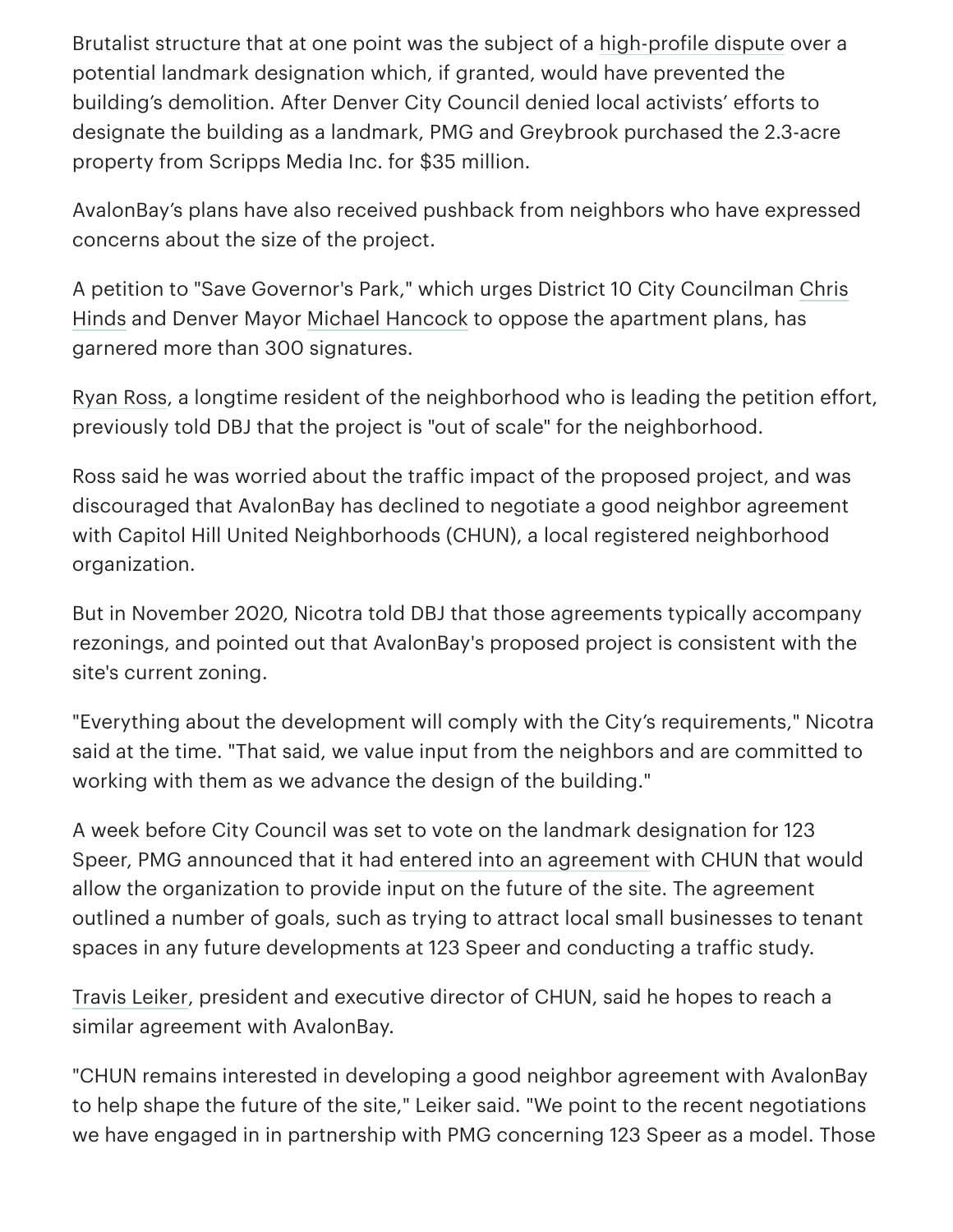Brutalist structure that at one point was the subject of a high-profile dispute over a potential landmark designation which, if granted, would have prevented the building's demolition. After Denver City Council denied local activists' efforts to designate the building as a landmark, PMG and Greybrook purchased the 2.3-acre property from Scripps Media Inc. for $35 million.

AvalonBay's plans have also received pushback from neighbors who have expressed concerns about the size of the project.

A petition to "Save Governor's Park," which urges District 10 City Councilman Chris Hinds and Denver Mayor Michael Hancock to oppose the apartment plans, has garnered more than 300 signatures.

Ryan Ross, a longtime resident of the neighborhood who is leading the petition effort, previously told DBJ that the project is "out of scale" for the neighborhood.

Ross said he was worried about the traffic impact of the proposed project, and was discouraged that AvalonBay has declined to negotiate a good neighbor agreement with Capitol Hill United Neighborhoods (CHUN), a local registered neighborhood organization.

But in November 2020, Nicotra told DBJ that those agreements typically accompany rezonings, and pointed out that AvalonBay's proposed project is consistent with the site's current zoning.

"Everything about the development will comply with the City's requirements," Nicotra said at the time. "That said, we value input from the neighbors and are committed to working with them as we advance the design of the building."

A week before City Council was set to vote on the landmark designation for 123 Speer, PMG announced that it had entered into an agreement with CHUN that would allow the organization to provide input on the future of the site. The agreement outlined a number of goals, such as trying to attract local small businesses to tenant spaces in any future developments at 123 Speer and conducting a traffic study.

Travis Leiker, president and executive director of CHUN, said he hopes to reach a similar agreement with AvalonBay.

"CHUN remains interested in developing a good neighbor agreement with AvalonBay to help shape the future of the site," Leiker said. "We point to the recent negotiations we have engaged in in partnership with PMG concerning 123 Speer as a model. Those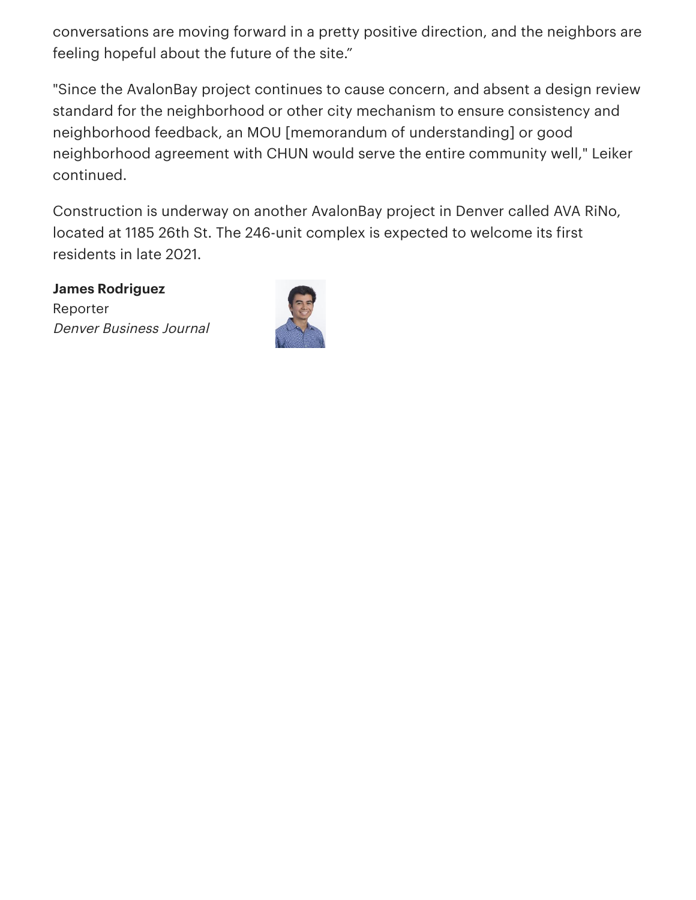conversations are moving forward in a pretty positive direction, and the neighbors are feeling hopeful about the future of the site."

"Since the AvalonBay project continues to cause concern, and absent a design review standard for the neighborhood or other city mechanism to ensure consistency and neighborhood feedback, an MOU [memorandum of understanding] or good neighborhood agreement with CHUN would serve the entire community well," Leiker continued.

Construction is underway on another AvalonBay project in Denver called AVA RiNo, located at 1185 26th St. The 246-unit complex is expected to welcome its first residents in late 2021.

**James Rodriguez**
Reporter
*Denver Business Journal*